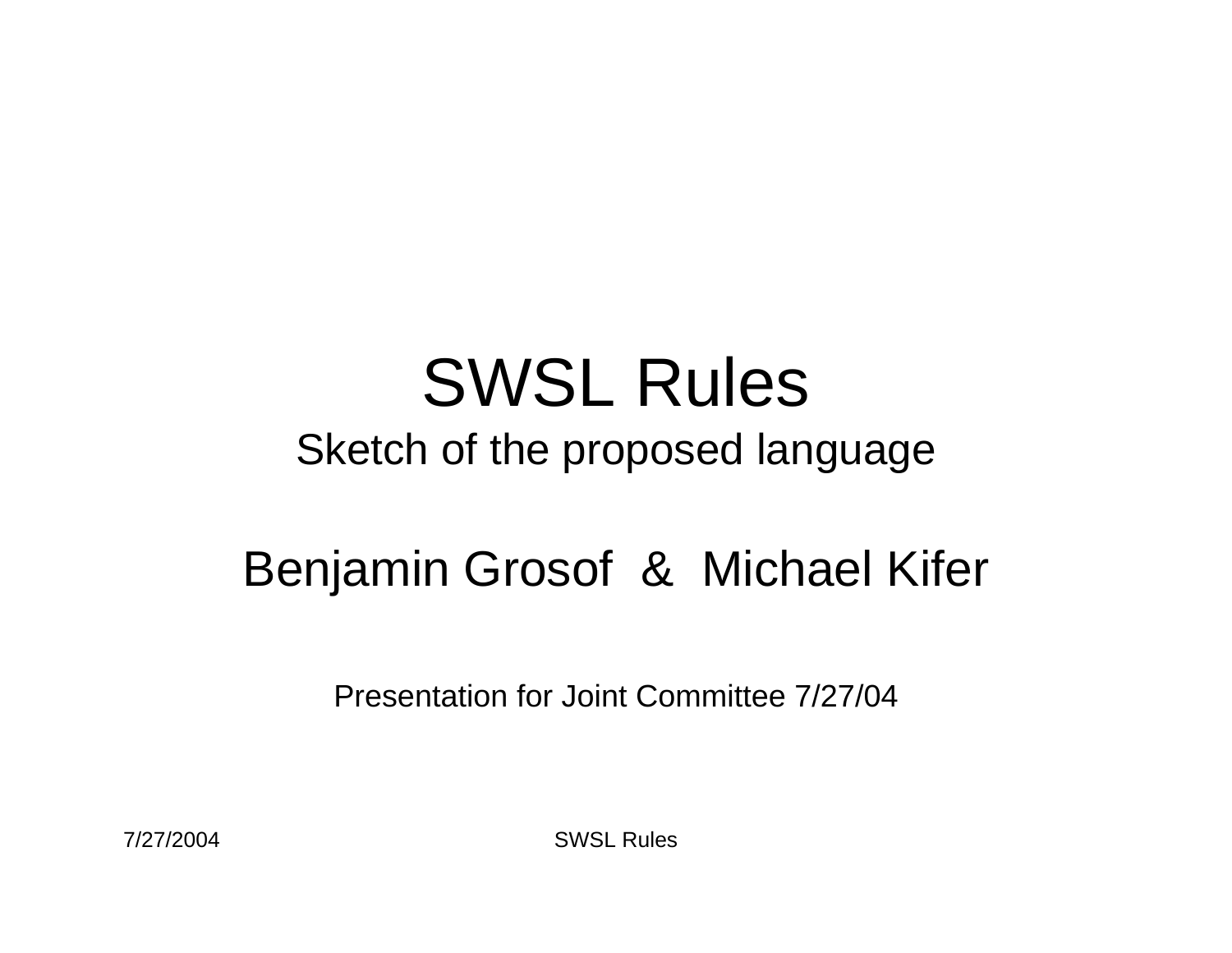# SWSL Rules

Sketch of the proposed language

Benjamin Grosof & Michael Kifer

Presentation for Joint Committee 7/27/04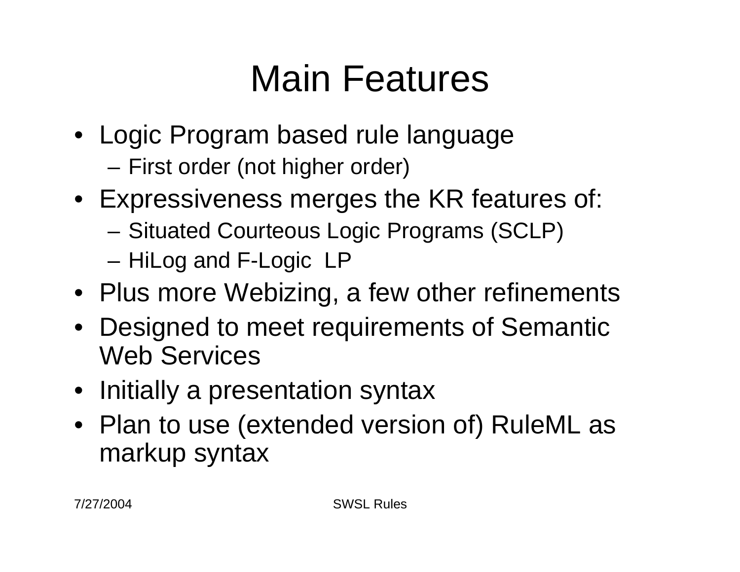# Main Features

- Logic Program based rule language
  - First order (not higher order)
- Expressiveness merges the KR features of:
  - Situated Courteous Logic Programs (SCLP)
  - HiLog and F-Logic LP
- Plus more Webizing, a few other refinements
- Designed to meet requirements of Semantic Web Services
- Initially a presentation syntax
- Plan to use (extended version of) RuleML as markup syntax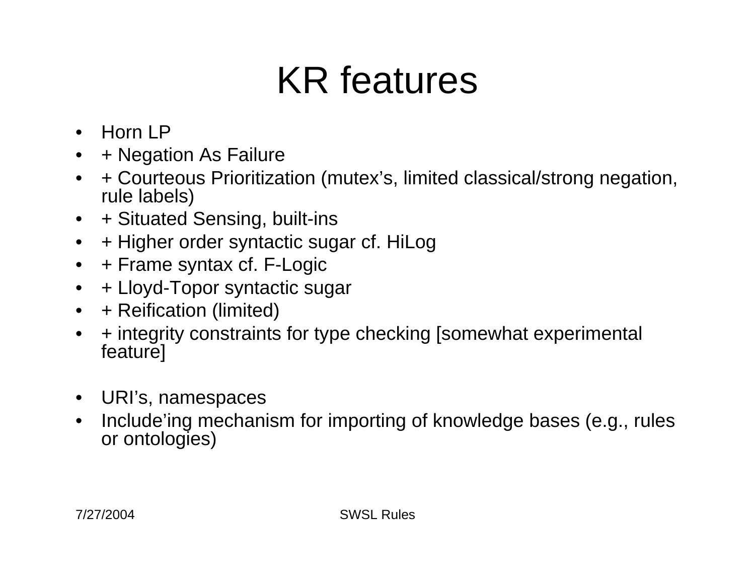# KR features

- Horn LP
- + Negation As Failure
- + Courteous Prioritization (mutex's, limited classical/strong negation, rule labels)
- + Situated Sensing, built-ins
- + Higher order syntactic sugar cf. HiLog
- + Frame syntax cf. F-Logic
- + Lloyd-Topor syntactic sugar
- + Reification (limited)
- + integrity constraints for type checking [somewhat experimental feature]

- URI's, namespaces
- Include'ing mechanism for importing of knowledge bases (e.g., rules or ontologies)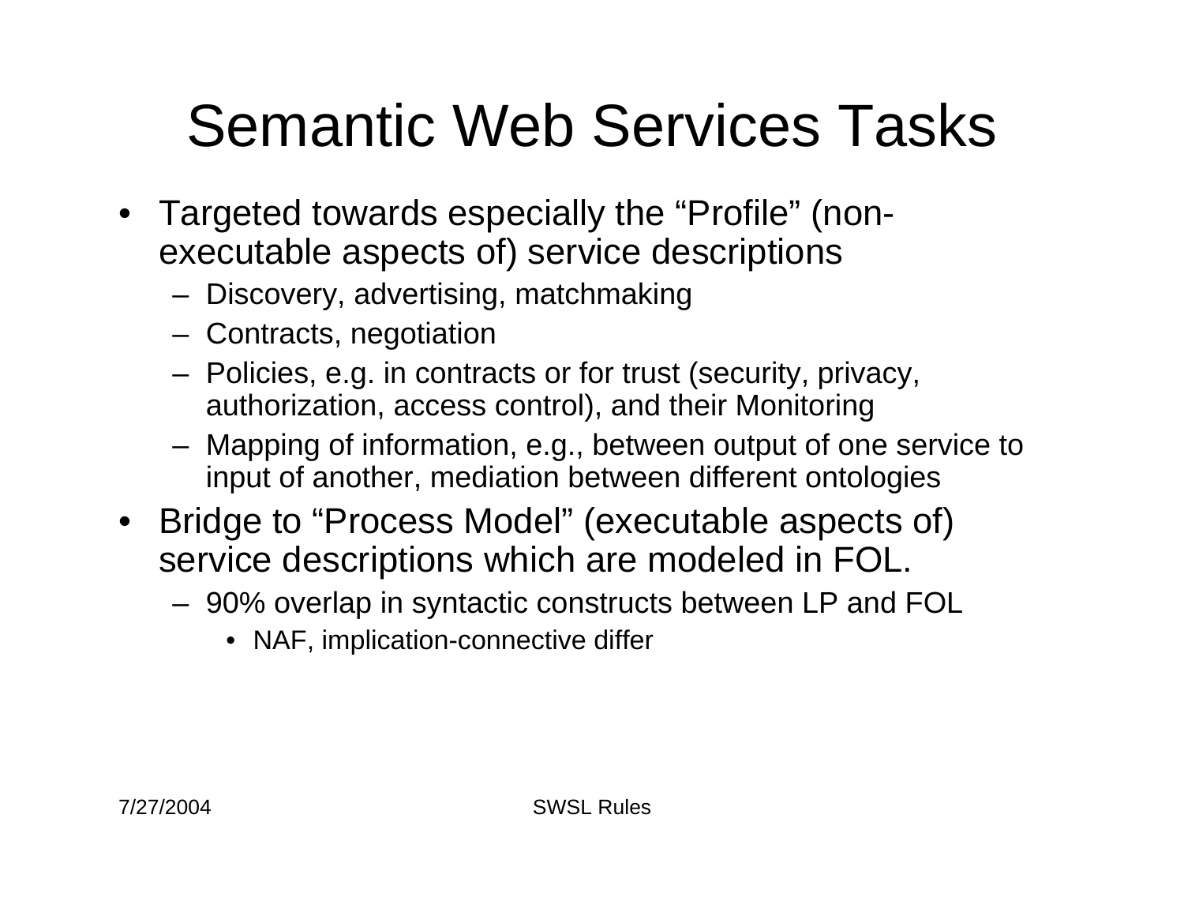# Semantic Web Services Tasks

- Targeted towards especially the “Profile” (non-executable aspects of) service descriptions
  - Discovery, advertising, matchmaking
  - Contracts, negotiation
  - Policies, e.g. in contracts or for trust (security, privacy, authorization, access control), and their Monitoring
  - Mapping of information, e.g., between output of one service to input of another, mediation between different ontologies
- Bridge to “Process Model” (executable aspects of) service descriptions which are modeled in FOL.
  - 90% overlap in syntactic constructs between LP and FOL
    - NAF, implication-connective differ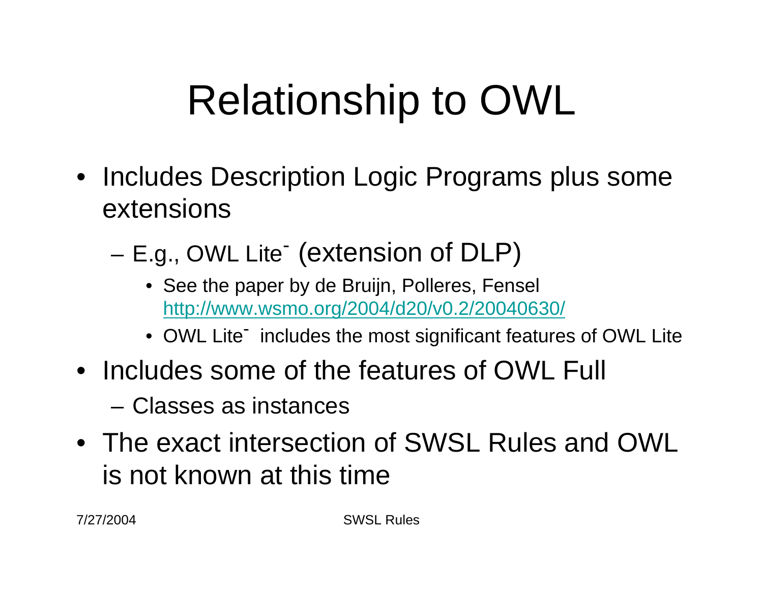# Relationship to OWL

- Includes Description Logic Programs plus some extensions
  - E.g., OWL Lite$^-$ (extension of DLP)
    - See the paper by de Bruijn, Polleres, Fensel http://www.wsmo.org/2004/d20/v0.2/20040630/
    - OWL Lite$^-$ includes the most significant features of OWL Lite
- Includes some of the features of OWL Full
  - Classes as instances
- The exact intersection of SWSL Rules and OWL is not known at this time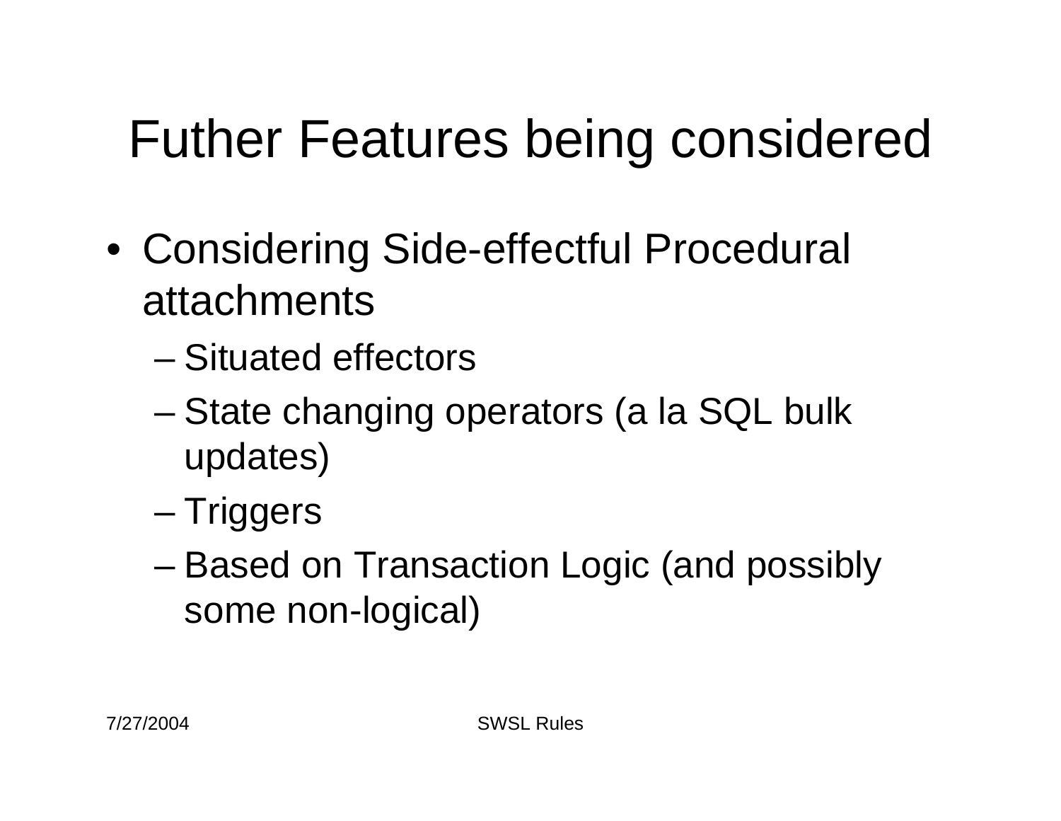# Futher Features being considered

- Considering Side-effectful Procedural attachments
  - Situated effectors
  - State changing operators (a la SQL bulk updates)
  - Triggers
  - Based on Transaction Logic (and possibly some non-logical)